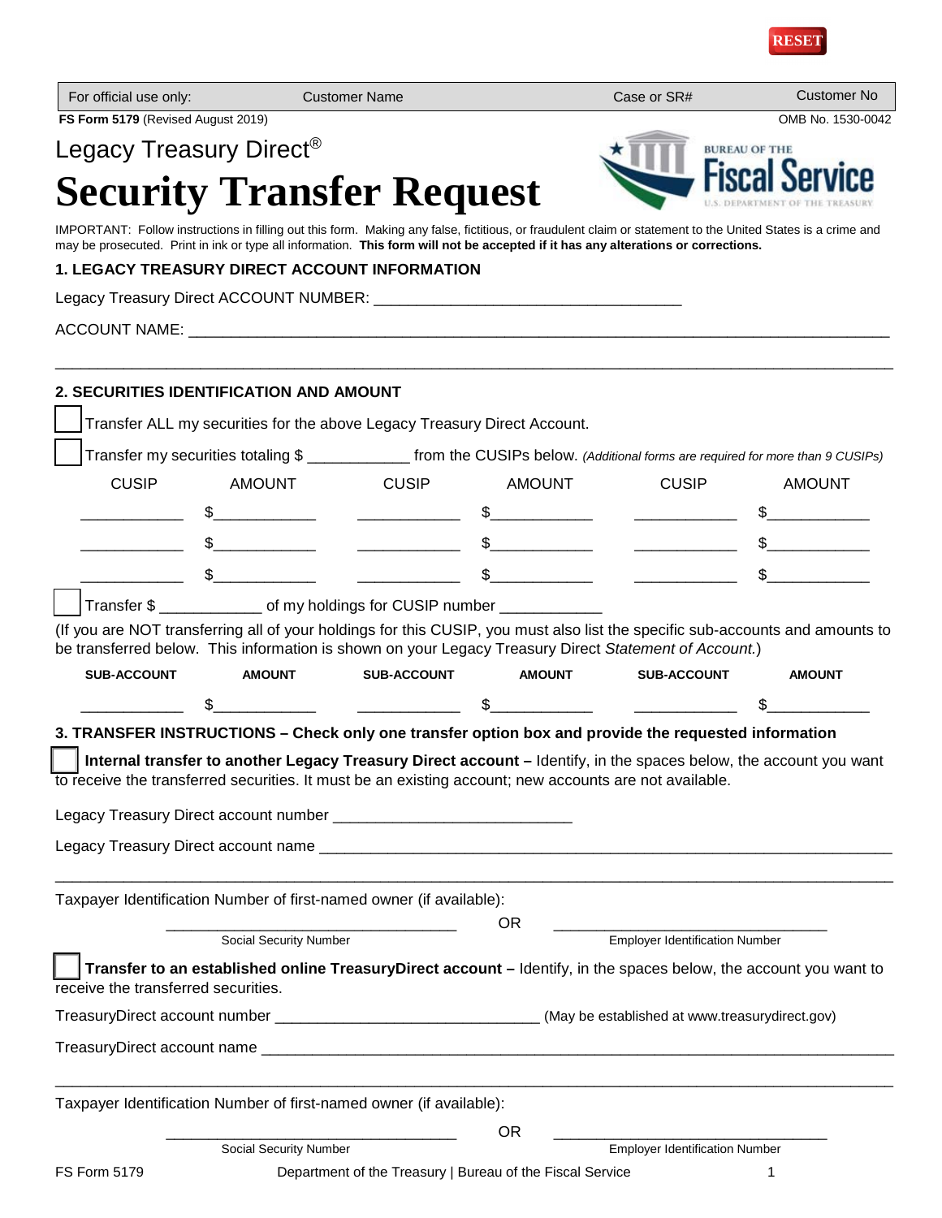RESET

| For official use only: | Customer Name | Case or SR# | Customer No |
|---|---|---|---|

**FS Form 5179** (Revised August 2019) OMB No. 1530-0042

Legacy Treasury Direct®

# Security Transfer Request

BUREAU OF THE Fiscal Service U.S. DEPARTMENT OF THE TREASURY

IMPORTANT: Follow instructions in filling out this form. Making any false, fictitious, or fraudulent claim or statement to the United States is a crime and may be prosecuted. Print in ink or type all information. **This form will not be accepted if it has any alterations or corrections.**

## 1. LEGACY TREASURY DIRECT ACCOUNT INFORMATION

Legacy Treasury Direct ACCOUNT NUMBER: ___________________________________

ACCOUNT NAME: ______________________________________________________________________________

______________________________________________________________________________

## 2. SECURITIES IDENTIFICATION AND AMOUNT

☐ Transfer ALL my securities for the above Legacy Treasury Direct Account.

☐ Transfer my securities totaling $ ___________ from the CUSIPs below. *(Additional forms are required for more than 9 CUSIPs)*

| CUSIP | AMOUNT | CUSIP | AMOUNT | CUSIP | AMOUNT |
|---|---|---|---|---|---|
| ___________ | $___________ | ___________ | $___________ | ___________ | $___________ |
| ___________ | $___________ | ___________ | $___________ | ___________ | $___________ |
| ___________ | $___________ | ___________ | $___________ | ___________ | $___________ |

☐ Transfer $ ___________ of my holdings for CUSIP number ___________

(If you are NOT transferring all of your holdings for this CUSIP, you must also list the specific sub-accounts and amounts to be transferred below. This information is shown on your Legacy Treasury Direct *Statement of Account.*)

| SUB-ACCOUNT | AMOUNT | SUB-ACCOUNT | AMOUNT | SUB-ACCOUNT | AMOUNT |
|---|---|---|---|---|---|
| ___________ | $___________ | ___________ | $___________ | ___________ | $___________ |

## 3. TRANSFER INSTRUCTIONS – Check only one transfer option box and provide the requested information

☐ **Internal transfer to another Legacy Treasury Direct account –** Identify, in the spaces below, the account you want to receive the transferred securities. It must be an existing account; new accounts are not available.

Legacy Treasury Direct account number ___________________________

Legacy Treasury Direct account name ______________________________________________________________

______________________________________________________________________________

Taxpayer Identification Number of first-named owner (if available):

________________________________ OR ________________________________

Social Security Number / Employer Identification Number

☐ **Transfer to an established online TreasuryDirect account –** Identify, in the spaces below, the account you want to receive the transferred securities.

TreasuryDirect account number _____________________________ (May be established at www.treasurydirect.gov)

TreasuryDirect account name ______________________________________________________________

______________________________________________________________________________

Taxpayer Identification Number of first-named owner (if available):

________________________________ OR ________________________________

Social Security Number / Employer Identification Number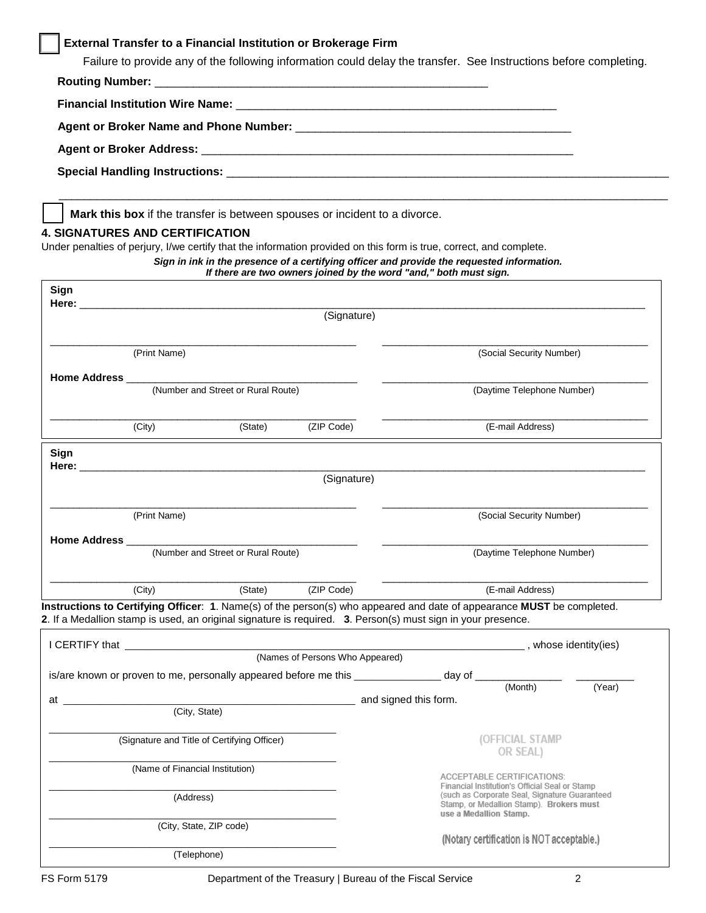☐ **External Transfer to a Financial Institution or Brokerage Firm**

Failure to provide any of the following information could delay the transfer. See Instructions before completing.

**Routing Number:** ______________________________________________________

**Financial Institution Wire Name:** ______________________________________________________

**Agent or Broker Name and Phone Number:** ______________________________________________________

**Agent or Broker Address:** ______________________________________________________

**Special Handling Instructions:** ______________________________________________________

______________________________________________________________________________

☐ **Mark this box** if the transfer is between spouses or incident to a divorce.

### 4. SIGNATURES AND CERTIFICATION

Under penalties of perjury, I/we certify that the information provided on this form is true, correct, and complete.

***Sign in ink in the presence of a certifying officer and provide the requested information.***
***If there are two owners joined by the word "and," both must sign.***

**Sign Here:** ______________________________________________________
(Signature)

______________________________ (Print Name)    ______________________________ (Social Security Number)

**Home Address** ______________________________ (Number and Street or Rural Route)    ______________________________ (Daytime Telephone Number)

______________________________ (City) (State) (ZIP Code)    ______________________________ (E-mail Address)

**Sign Here:** ______________________________________________________
(Signature)

______________________________ (Print Name)    ______________________________ (Social Security Number)

**Home Address** ______________________________ (Number and Street or Rural Route)    ______________________________ (Daytime Telephone Number)

______________________________ (City) (State) (ZIP Code)    ______________________________ (E-mail Address)

**Instructions to Certifying Officer**: **1**. Name(s) of the person(s) who appeared and date of appearance **MUST** be completed. **2**. If a Medallion stamp is used, an original signature is required. **3**. Person(s) must sign in your presence.

I CERTIFY that ______________________________________________________ (Names of Persons Who Appeared), whose identity(ies) is/are known or proven to me, personally appeared before me this ______________ day of ______________ (Month) __________ (Year) at ______________________________ (City, State) and signed this form.

______________________________ (Signature and Title of Certifying Officer)

______________________________ (Name of Financial Institution)

______________________________ (Address)

______________________________ (City, State, ZIP code)

______________________________ (Telephone)

(OFFICIAL STAMP OR SEAL)

ACCEPTABLE CERTIFICATIONS:
Financial Institution's Official Seal or Stamp (such as Corporate Seal, Signature Guaranteed Stamp, or Medallion Stamp). **Brokers must use a Medallion Stamp.**

**(Notary certification is NOT acceptable.)**

FS Form 5179    Department of the Treasury | Bureau of the Fiscal Service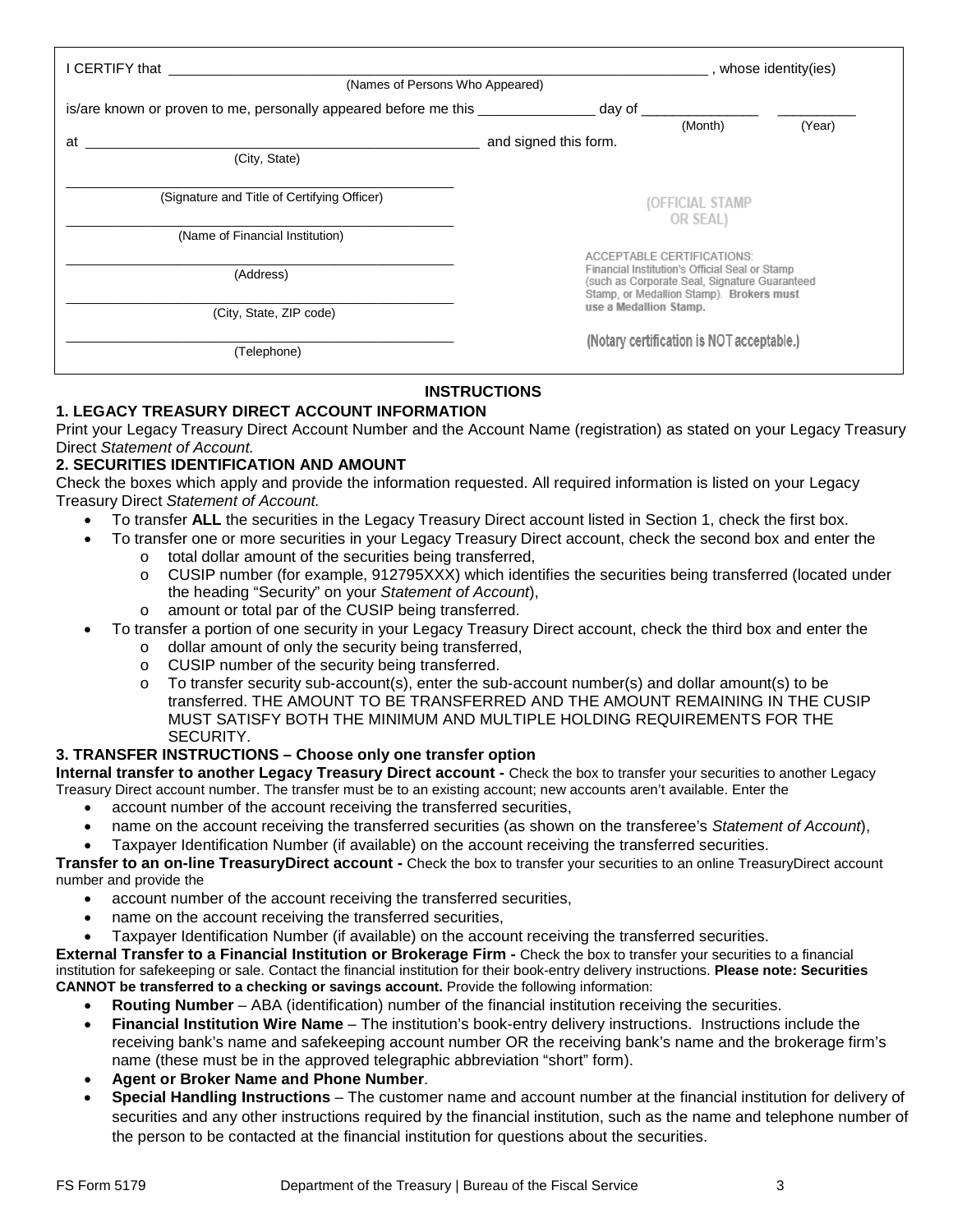I CERTIFY that ______________________________________________, whose identity(ies)
(Names of Persons Who Appeared)

is/are known or proven to me, personally appeared before me this ______________ day of ______________ (Month) __________ (Year)

at ______________________________________________ (City, State) and signed this form.

______________________________________________
(Signature and Title of Certifying Officer)

______________________________________________
(Name of Financial Institution)

______________________________________________
(Address)

______________________________________________
(City, State, ZIP code)

______________________________________________
(Telephone)

(OFFICIAL STAMP OR SEAL)

ACCEPTABLE CERTIFICATIONS:
Financial Institution's Official Seal or Stamp (such as Corporate Seal, Signature Guaranteed Stamp, or Medallion Stamp). **Brokers must use a Medallion Stamp.**

**(Notary certification is NOT acceptable.)**

## INSTRUCTIONS

### 1. LEGACY TREASURY DIRECT ACCOUNT INFORMATION

Print your Legacy Treasury Direct Account Number and the Account Name (registration) as stated on your Legacy Treasury Direct *Statement of Account.*

### 2. SECURITIES IDENTIFICATION AND AMOUNT

Check the boxes which apply and provide the information requested. All required information is listed on your Legacy Treasury Direct *Statement of Account.*

- To transfer **ALL** the securities in the Legacy Treasury Direct account listed in Section 1, check the first box.
- To transfer one or more securities in your Legacy Treasury Direct account, check the second box and enter the
  - o total dollar amount of the securities being transferred,
  - o CUSIP number (for example, 912795XXX) which identifies the securities being transferred (located under the heading "Security" on your *Statement of Account*),
  - o amount or total par of the CUSIP being transferred.
- To transfer a portion of one security in your Legacy Treasury Direct account, check the third box and enter the
  - o dollar amount of only the security being transferred,
  - o CUSIP number of the security being transferred.
  - o To transfer security sub-account(s), enter the sub-account number(s) and dollar amount(s) to be transferred. THE AMOUNT TO BE TRANSFERRED AND THE AMOUNT REMAINING IN THE CUSIP MUST SATISFY BOTH THE MINIMUM AND MULTIPLE HOLDING REQUIREMENTS FOR THE SECURITY.

### 3. TRANSFER INSTRUCTIONS – Choose only one transfer option

**Internal transfer to another Legacy Treasury Direct account -** Check the box to transfer your securities to another Legacy Treasury Direct account number. The transfer must be to an existing account; new accounts aren't available. Enter the

- account number of the account receiving the transferred securities,
- name on the account receiving the transferred securities (as shown on the transferee's *Statement of Account*),
- Taxpayer Identification Number (if available) on the account receiving the transferred securities.

**Transfer to an on-line TreasuryDirect account -** Check the box to transfer your securities to an online TreasuryDirect account number and provide the

- account number of the account receiving the transferred securities,
- name on the account receiving the transferred securities,
- Taxpayer Identification Number (if available) on the account receiving the transferred securities.

**External Transfer to a Financial Institution or Brokerage Firm -** Check the box to transfer your securities to a financial institution for safekeeping or sale. Contact the financial institution for their book-entry delivery instructions. **Please note: Securities CANNOT be transferred to a checking or savings account.** Provide the following information:

- **Routing Number** – ABA (identification) number of the financial institution receiving the securities.
- **Financial Institution Wire Name** – The institution's book-entry delivery instructions. Instructions include the receiving bank's name and safekeeping account number OR the receiving bank's name and the brokerage firm's name (these must be in the approved telegraphic abbreviation "short" form).
- **Agent or Broker Name and Phone Number**.
- **Special Handling Instructions** – The customer name and account number at the financial institution for delivery of securities and any other instructions required by the financial institution, such as the name and telephone number of the person to be contacted at the financial institution for questions about the securities.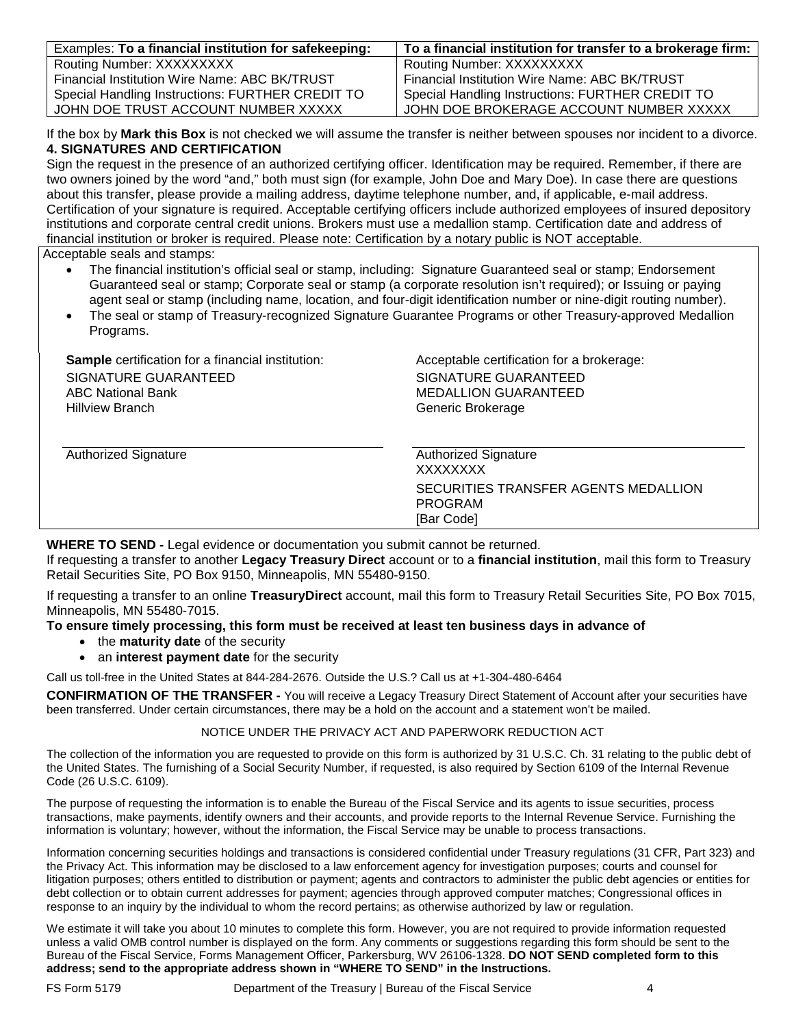| Examples: **To a financial institution for safekeeping:** | **To a financial institution for transfer to a brokerage firm:** |
| --- | --- |
| Routing Number: XXXXXXXXX | Routing Number: XXXXXXXXX |
| Financial Institution Wire Name: ABC BK/TRUST | Financial Institution Wire Name: ABC BK/TRUST |
| Special Handling Instructions: FURTHER CREDIT TO JOHN DOE TRUST ACCOUNT NUMBER XXXXX | Special Handling Instructions: FURTHER CREDIT TO JOHN DOE BROKERAGE ACCOUNT NUMBER XXXXX |

If the box by **Mark this Box** is not checked we will assume the transfer is neither between spouses nor incident to a divorce.

**4. SIGNATURES AND CERTIFICATION**

Sign the request in the presence of an authorized certifying officer. Identification may be required. Remember, if there are two owners joined by the word "and," both must sign (for example, John Doe and Mary Doe). In case there are questions about this transfer, please provide a mailing address, daytime telephone number, and, if applicable, e-mail address. Certification of your signature is required. Acceptable certifying officers include authorized employees of insured depository institutions and corporate central credit unions. Brokers must use a medallion stamp. Certification date and address of financial institution or broker is required. Please note: Certification by a notary public is NOT acceptable.

Acceptable seals and stamps:

- The financial institution's official seal or stamp, including: Signature Guaranteed seal or stamp; Endorsement Guaranteed seal or stamp; Corporate seal or stamp (a corporate resolution isn't required); or Issuing or paying agent seal or stamp (including name, location, and four-digit identification number or nine-digit routing number).
- The seal or stamp of Treasury-recognized Signature Guarantee Programs or other Treasury-approved Medallion Programs.

**Sample** certification for a financial institution:

SIGNATURE GUARANTEED
ABC National Bank
Hillview Branch

Authorized Signature

Acceptable certification for a brokerage:

SIGNATURE GUARANTEED
MEDALLION GUARANTEED
Generic Brokerage

Authorized Signature
XXXXXXXX

SECURITIES TRANSFER AGENTS MEDALLION PROGRAM
[Bar Code]

**WHERE TO SEND -** Legal evidence or documentation you submit cannot be returned.

If requesting a transfer to another **Legacy Treasury Direct** account or to a **financial institution**, mail this form to Treasury Retail Securities Site, PO Box 9150, Minneapolis, MN 55480-9150.

If requesting a transfer to an online **TreasuryDirect** account, mail this form to Treasury Retail Securities Site, PO Box 7015, Minneapolis, MN 55480-7015.

**To ensure timely processing, this form must be received at least ten business days in advance of**

- the **maturity date** of the security
- an **interest payment date** for the security

Call us toll-free in the United States at 844-284-2676. Outside the U.S.? Call us at +1-304-480-6464

**CONFIRMATION OF THE TRANSFER -** You will receive a Legacy Treasury Direct Statement of Account after your securities have been transferred. Under certain circumstances, there may be a hold on the account and a statement won't be mailed.

NOTICE UNDER THE PRIVACY ACT AND PAPERWORK REDUCTION ACT

The collection of the information you are requested to provide on this form is authorized by 31 U.S.C. Ch. 31 relating to the public debt of the United States. The furnishing of a Social Security Number, if requested, is also required by Section 6109 of the Internal Revenue Code (26 U.S.C. 6109).

The purpose of requesting the information is to enable the Bureau of the Fiscal Service and its agents to issue securities, process transactions, make payments, identify owners and their accounts, and provide reports to the Internal Revenue Service. Furnishing the information is voluntary; however, without the information, the Fiscal Service may be unable to process transactions.

Information concerning securities holdings and transactions is considered confidential under Treasury regulations (31 CFR, Part 323) and the Privacy Act. This information may be disclosed to a law enforcement agency for investigation purposes; courts and counsel for litigation purposes; others entitled to distribution or payment; agents and contractors to administer the public debt agencies or entities for debt collection or to obtain current addresses for payment; agencies through approved computer matches; Congressional offices in response to an inquiry by the individual to whom the record pertains; as otherwise authorized by law or regulation.

We estimate it will take you about 10 minutes to complete this form. However, you are not required to provide information requested unless a valid OMB control number is displayed on the form. Any comments or suggestions regarding this form should be sent to the Bureau of the Fiscal Service, Forms Management Officer, Parkersburg, WV 26106-1328. **DO NOT SEND completed form to this address; send to the appropriate address shown in "WHERE TO SEND" in the Instructions.**

FS Form 5179 Department of the Treasury | Bureau of the Fiscal Service